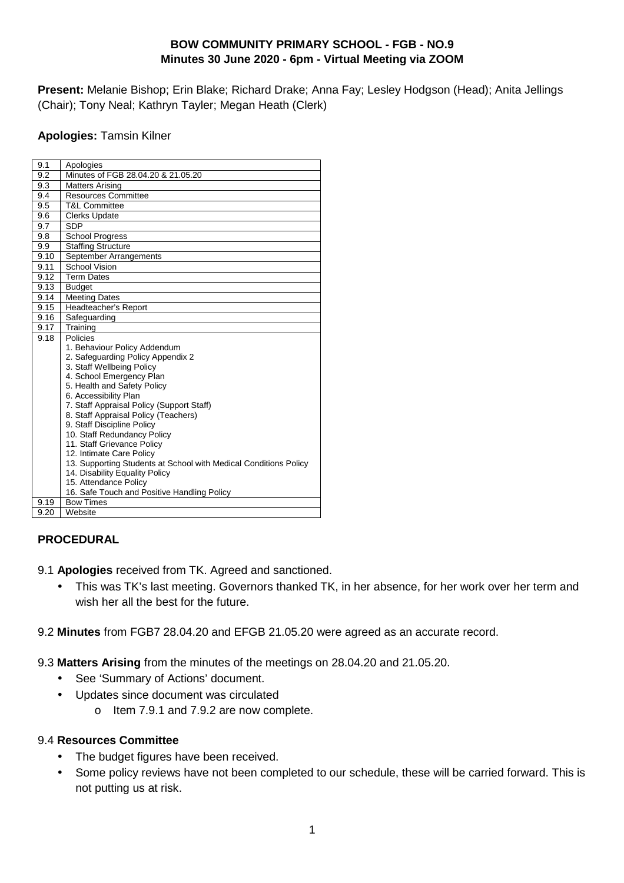**BOW COMMUNITY PRIMARY SCHOOL - FGB - NO.9**
**Minutes 30 June 2020 - 6pm - Virtual Meeting via ZOOM**

**Present:** Melanie Bishop; Erin Blake; Richard Drake; Anna Fay; Lesley Hodgson (Head); Anita Jellings (Chair); Tony Neal; Kathryn Tayler; Megan Heath (Clerk)

**Apologies:** Tamsin Kilner

| | |
|---|---|
| 9.1 | Apologies |
| 9.2 | Minutes of FGB 28.04.20 & 21.05.20 |
| 9.3 | Matters Arising |
| 9.4 | Resources Committee |
| 9.5 | T&L Committee |
| 9.6 | Clerks Update |
| 9.7 | SDP |
| 9.8 | School Progress |
| 9.9 | Staffing Structure |
| 9.10 | September Arrangements |
| 9.11 | School Vision |
| 9.12 | Term Dates |
| 9.13 | Budget |
| 9.14 | Meeting Dates |
| 9.15 | Headteacher's Report |
| 9.16 | Safeguarding |
| 9.17 | Training |
| 9.18 | Policies<br>1. Behaviour Policy Addendum<br>2. Safeguarding Policy Appendix 2<br>3. Staff Wellbeing Policy<br>4. School Emergency Plan<br>5. Health and Safety Policy<br>6. Accessibility Plan<br>7. Staff Appraisal Policy (Support Staff)<br>8. Staff Appraisal Policy (Teachers)<br>9. Staff Discipline Policy<br>10. Staff Redundancy Policy<br>11. Staff Grievance Policy<br>12. Intimate Care Policy<br>13. Supporting Students at School with Medical Conditions Policy<br>14. Disability Equality Policy<br>15. Attendance Policy<br>16. Safe Touch and Positive Handling Policy |
| 9.19 | Bow Times |
| 9.20 | Website |

## PROCEDURAL

9.1 **Apologies** received from TK. Agreed and sanctioned.

- This was TK's last meeting. Governors thanked TK, in her absence, for her work over her term and wish her all the best for the future.

9.2 **Minutes** from FGB7 28.04.20 and EFGB 21.05.20 were agreed as an accurate record.

9.3 **Matters Arising** from the minutes of the meetings on 28.04.20 and 21.05.20.

- See 'Summary of Actions' document.
- Updates since document was circulated
  - Item 7.9.1 and 7.9.2 are now complete.

9.4 **Resources Committee**

- The budget figures have been received.
- Some policy reviews have not been completed to our schedule, these will be carried forward. This is not putting us at risk.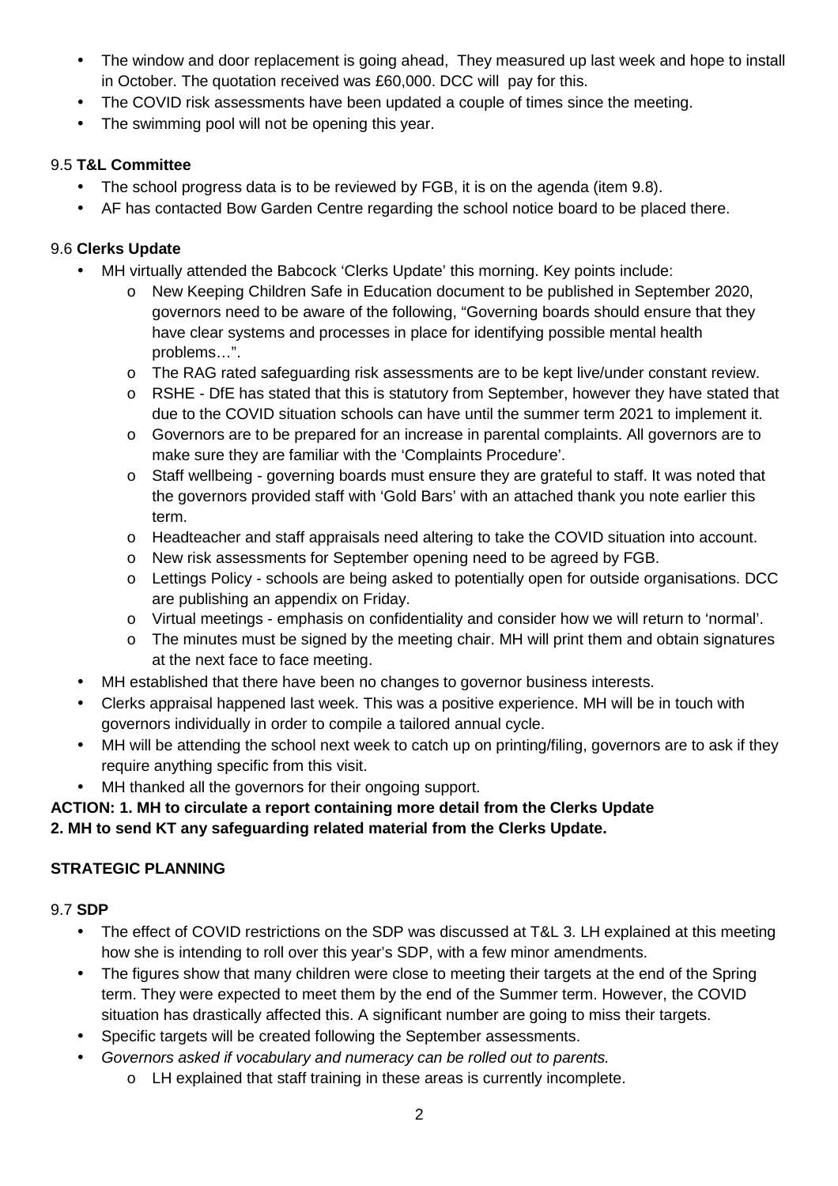- The window and door replacement is going ahead,  They measured up last week and hope to install in October. The quotation received was £60,000. DCC will  pay for this.
- The COVID risk assessments have been updated a couple of times since the meeting.
- The swimming pool will not be opening this year.

9.5 **T&L Committee**

- The school progress data is to be reviewed by FGB, it is on the agenda (item 9.8).
- AF has contacted Bow Garden Centre regarding the school notice board to be placed there.

9.6 **Clerks Update**

- MH virtually attended the Babcock 'Clerks Update' this morning. Key points include:
  - New Keeping Children Safe in Education document to be published in September 2020, governors need to be aware of the following, "Governing boards should ensure that they have clear systems and processes in place for identifying possible mental health problems…".
  - The RAG rated safeguarding risk assessments are to be kept live/under constant review.
  - RSHE - DfE has stated that this is statutory from September, however they have stated that due to the COVID situation schools can have until the summer term 2021 to implement it.
  - Governors are to be prepared for an increase in parental complaints. All governors are to make sure they are familiar with the 'Complaints Procedure'.
  - Staff wellbeing - governing boards must ensure they are grateful to staff. It was noted that the governors provided staff with 'Gold Bars' with an attached thank you note earlier this term.
  - Headteacher and staff appraisals need altering to take the COVID situation into account.
  - New risk assessments for September opening need to be agreed by FGB.
  - Lettings Policy - schools are being asked to potentially open for outside organisations. DCC are publishing an appendix on Friday.
  - Virtual meetings - emphasis on confidentiality and consider how we will return to 'normal'.
  - The minutes must be signed by the meeting chair. MH will print them and obtain signatures at the next face to face meeting.
- MH established that there have been no changes to governor business interests.
- Clerks appraisal happened last week. This was a positive experience. MH will be in touch with governors individually in order to compile a tailored annual cycle.
- MH will be attending the school next week to catch up on printing/filing, governors are to ask if they require anything specific from this visit.
- MH thanked all the governors for their ongoing support.

**ACTION: 1. MH to circulate a report containing more detail from the Clerks Update**
**2. MH to send KT any safeguarding related material from the Clerks Update.**

**STRATEGIC PLANNING**

9.7 **SDP**

- The effect of COVID restrictions on the SDP was discussed at T&L 3. LH explained at this meeting how she is intending to roll over this year's SDP, with a few minor amendments.
- The figures show that many children were close to meeting their targets at the end of the Spring term. They were expected to meet them by the end of the Summer term. However, the COVID situation has drastically affected this. A significant number are going to miss their targets.
- Specific targets will be created following the September assessments.
- *Governors asked if vocabulary and numeracy can be rolled out to parents.*
  - LH explained that staff training in these areas is currently incomplete.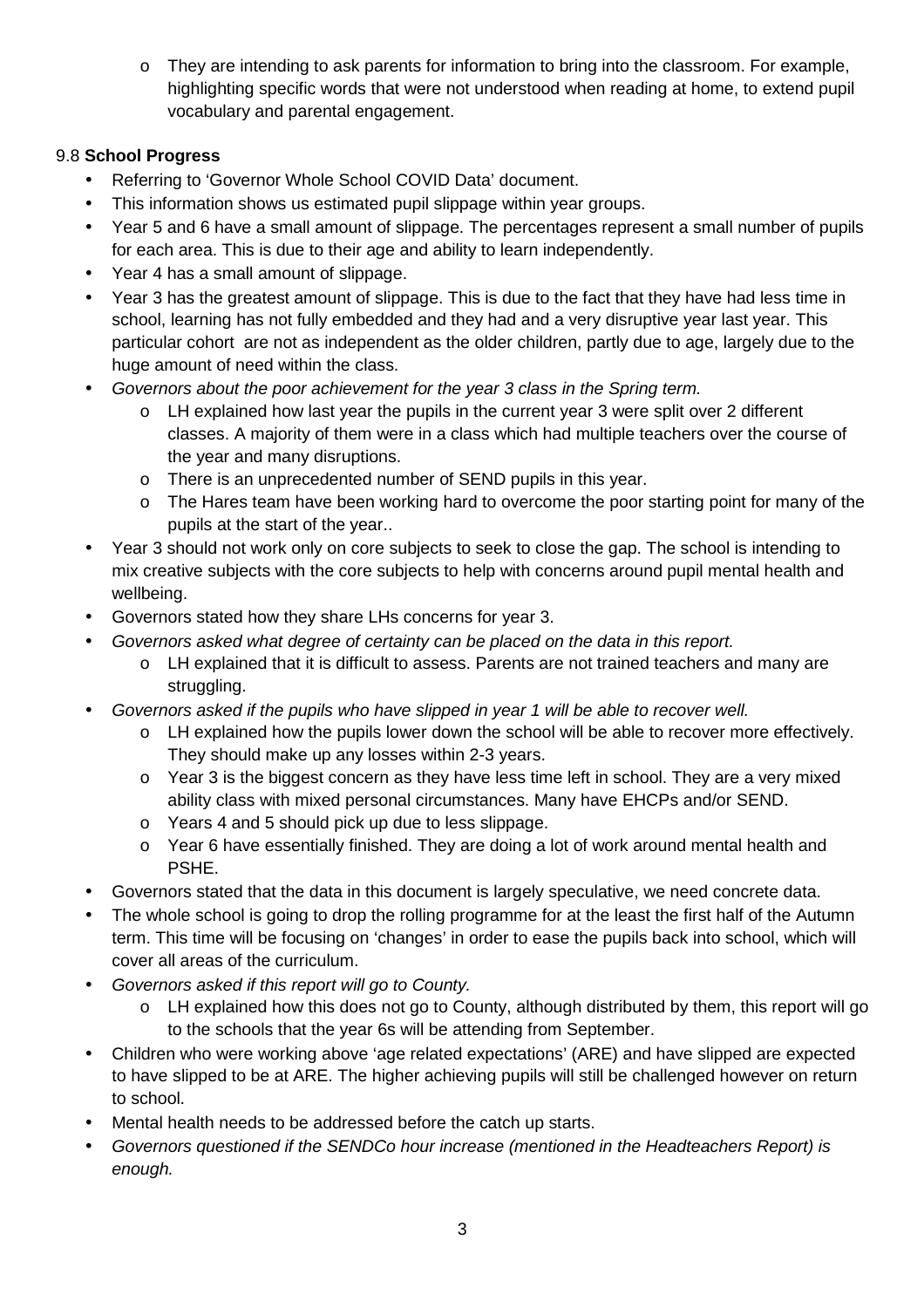- They are intending to ask parents for information to bring into the classroom. For example, highlighting specific words that were not understood when reading at home, to extend pupil vocabulary and parental engagement.

9.8 **School Progress**

- Referring to 'Governor Whole School COVID Data' document.
- This information shows us estimated pupil slippage within year groups.
- Year 5 and 6 have a small amount of slippage. The percentages represent a small number of pupils for each area. This is due to their age and ability to learn independently.
- Year 4 has a small amount of slippage.
- Year 3 has the greatest amount of slippage. This is due to the fact that they have had less time in school, learning has not fully embedded and they had and a very disruptive year last year. This particular cohort  are not as independent as the older children, partly due to age, largely due to the huge amount of need within the class.
- *Governors about the poor achievement for the year 3 class in the Spring term.*
    - LH explained how last year the pupils in the current year 3 were split over 2 different classes. A majority of them were in a class which had multiple teachers over the course of the year and many disruptions.
    - There is an unprecedented number of SEND pupils in this year.
    - The Hares team have been working hard to overcome the poor starting point for many of the pupils at the start of the year..
- Year 3 should not work only on core subjects to seek to close the gap. The school is intending to mix creative subjects with the core subjects to help with concerns around pupil mental health and wellbeing.
- Governors stated how they share LHs concerns for year 3.
- *Governors asked what degree of certainty can be placed on the data in this report.*
    - LH explained that it is difficult to assess. Parents are not trained teachers and many are struggling.
- *Governors asked if the pupils who have slipped in year 1 will be able to recover well.*
    - LH explained how the pupils lower down the school will be able to recover more effectively. They should make up any losses within 2-3 years.
    - Year 3 is the biggest concern as they have less time left in school. They are a very mixed ability class with mixed personal circumstances. Many have EHCPs and/or SEND.
    - Years 4 and 5 should pick up due to less slippage.
    - Year 6 have essentially finished. They are doing a lot of work around mental health and PSHE.
- Governors stated that the data in this document is largely speculative, we need concrete data.
- The whole school is going to drop the rolling programme for at the least the first half of the Autumn term. This time will be focusing on 'changes' in order to ease the pupils back into school, which will cover all areas of the curriculum.
- *Governors asked if this report will go to County.*
    - LH explained how this does not go to County, although distributed by them, this report will go to the schools that the year 6s will be attending from September.
- Children who were working above 'age related expectations' (ARE) and have slipped are expected to have slipped to be at ARE. The higher achieving pupils will still be challenged however on return to school.
- Mental health needs to be addressed before the catch up starts.
- *Governors questioned if the SENDCo hour increase (mentioned in the Headteachers Report) is enough.*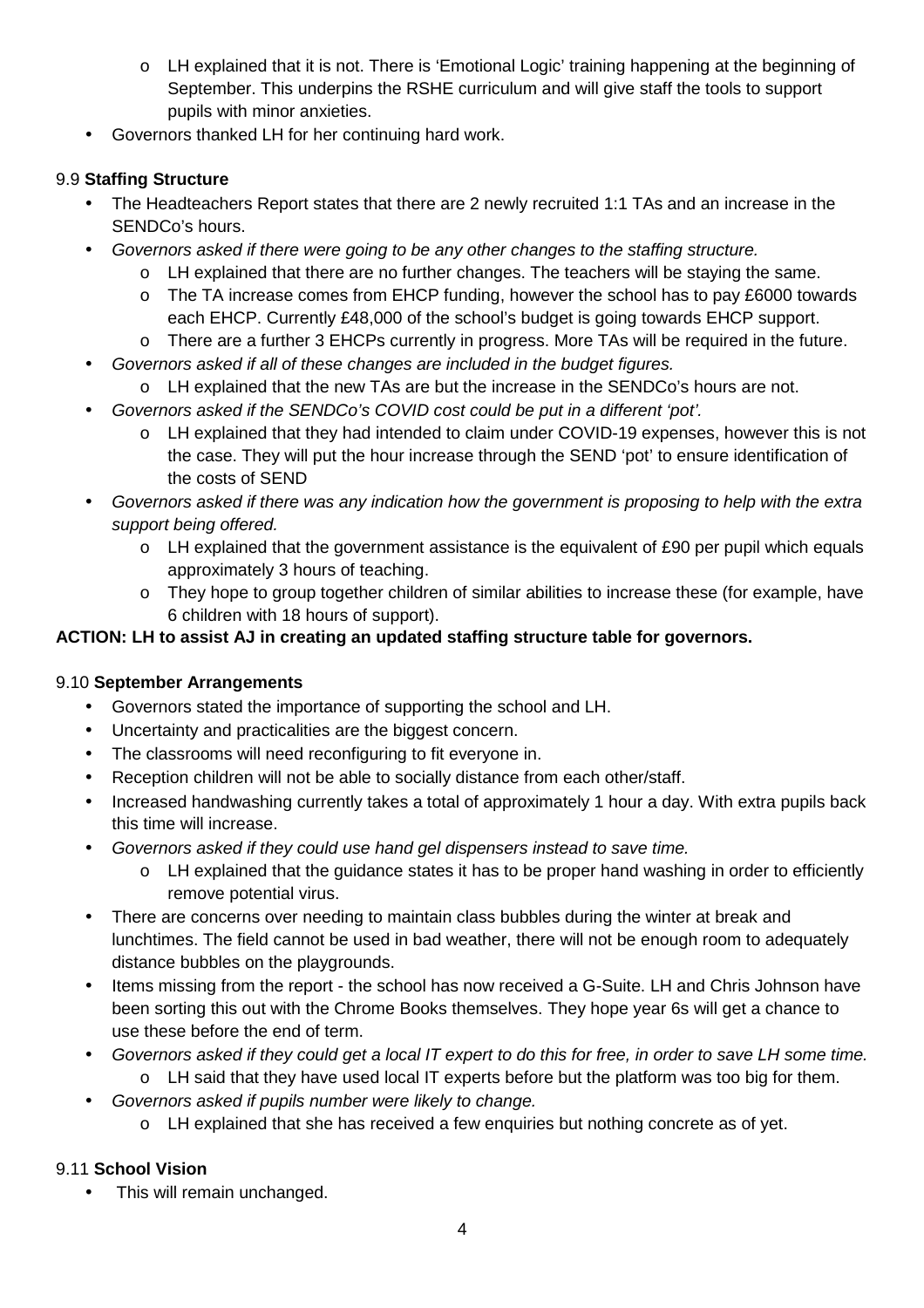- LH explained that it is not. There is 'Emotional Logic' training happening at the beginning of September. This underpins the RSHE curriculum and will give staff the tools to support pupils with minor anxieties.
- Governors thanked LH for her continuing hard work.

9.9 **Staffing Structure**

- The Headteachers Report states that there are 2 newly recruited 1:1 TAs and an increase in the SENDCo's hours.
- *Governors asked if there were going to be any other changes to the staffing structure.*
    - LH explained that there are no further changes. The teachers will be staying the same.
    - The TA increase comes from EHCP funding, however the school has to pay £6000 towards each EHCP. Currently £48,000 of the school's budget is going towards EHCP support.
    - There are a further 3 EHCPs currently in progress. More TAs will be required in the future.
- *Governors asked if all of these changes are included in the budget figures.*
    - LH explained that the new TAs are but the increase in the SENDCo's hours are not.
- *Governors asked if the SENDCo's COVID cost could be put in a different 'pot'.*
    - LH explained that they had intended to claim under COVID-19 expenses, however this is not the case. They will put the hour increase through the SEND 'pot' to ensure identification of the costs of SEND
- *Governors asked if there was any indication how the government is proposing to help with the extra support being offered.*
    - LH explained that the government assistance is the equivalent of £90 per pupil which equals approximately 3 hours of teaching.
    - They hope to group together children of similar abilities to increase these (for example, have 6 children with 18 hours of support).

**ACTION: LH to assist AJ in creating an updated staffing structure table for governors.**

9.10 **September Arrangements**

- Governors stated the importance of supporting the school and LH.
- Uncertainty and practicalities are the biggest concern.
- The classrooms will need reconfiguring to fit everyone in.
- Reception children will not be able to socially distance from each other/staff.
- Increased handwashing currently takes a total of approximately 1 hour a day. With extra pupils back this time will increase.
- *Governors asked if they could use hand gel dispensers instead to save time.*
    - LH explained that the guidance states it has to be proper hand washing in order to efficiently remove potential virus.
- There are concerns over needing to maintain class bubbles during the winter at break and lunchtimes. The field cannot be used in bad weather, there will not be enough room to adequately distance bubbles on the playgrounds.
- Items missing from the report - the school has now received a G-Suite. LH and Chris Johnson have been sorting this out with the Chrome Books themselves. They hope year 6s will get a chance to use these before the end of term.
- *Governors asked if they could get a local IT expert to do this for free, in order to save LH some time.*
    - LH said that they have used local IT experts before but the platform was too big for them.
- *Governors asked if pupils number were likely to change.*
    - LH explained that she has received a few enquiries but nothing concrete as of yet.

9.11 **School Vision**

- This will remain unchanged.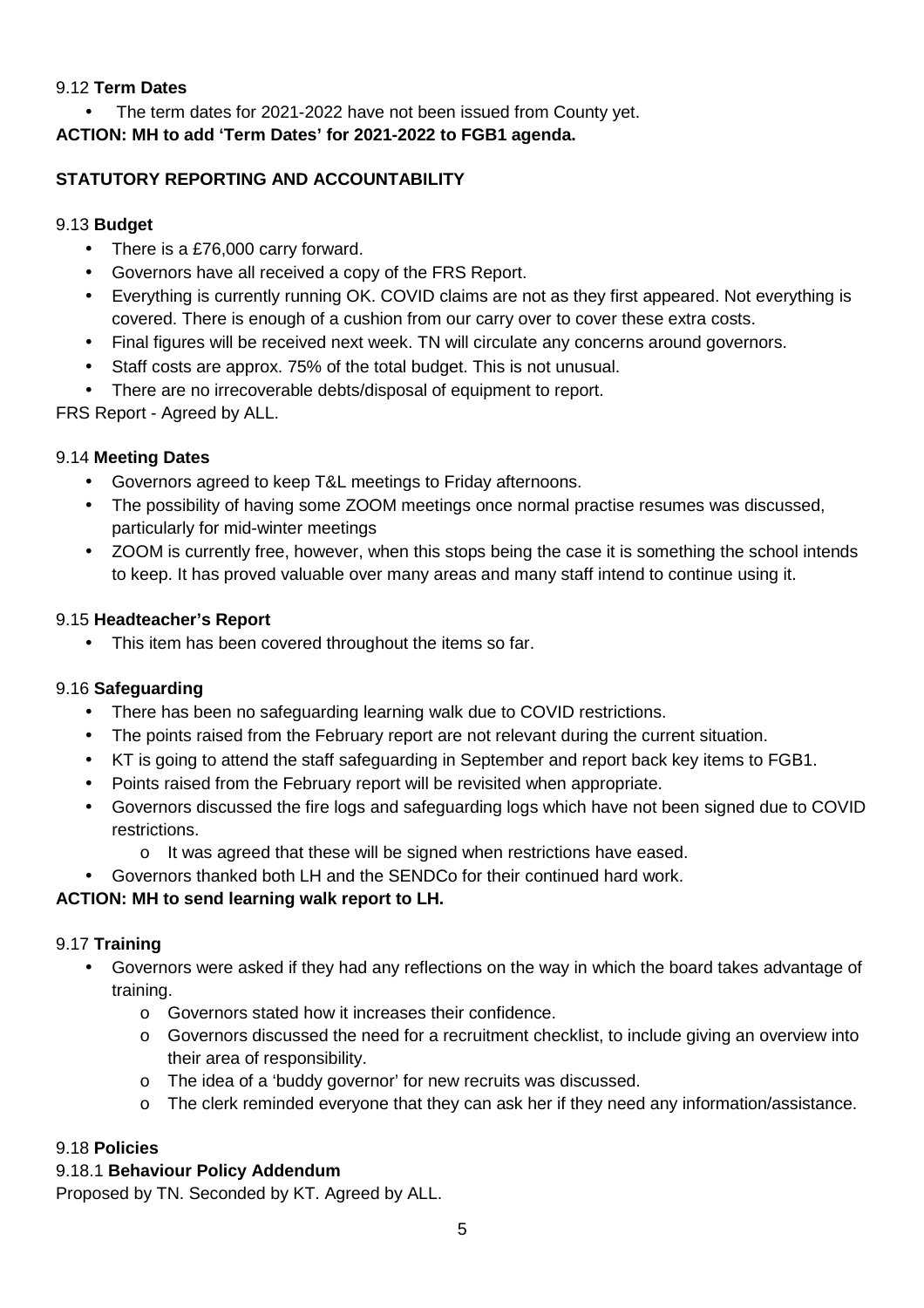9.12 **Term Dates**

- The term dates for 2021-2022 have not been issued from County yet.

**ACTION: MH to add 'Term Dates' for 2021-2022 to FGB1 agenda.**

**STATUTORY REPORTING AND ACCOUNTABILITY**

9.13 **Budget**

- There is a £76,000 carry forward.
- Governors have all received a copy of the FRS Report.
- Everything is currently running OK. COVID claims are not as they first appeared. Not everything is covered. There is enough of a cushion from our carry over to cover these extra costs.
- Final figures will be received next week. TN will circulate any concerns around governors.
- Staff costs are approx. 75% of the total budget. This is not unusual.
- There are no irrecoverable debts/disposal of equipment to report.

FRS Report - Agreed by ALL.

9.14 **Meeting Dates**

- Governors agreed to keep T&L meetings to Friday afternoons.
- The possibility of having some ZOOM meetings once normal practise resumes was discussed, particularly for mid-winter meetings
- ZOOM is currently free, however, when this stops being the case it is something the school intends to keep. It has proved valuable over many areas and many staff intend to continue using it.

9.15 **Headteacher's Report**

- This item has been covered throughout the items so far.

9.16 **Safeguarding**

- There has been no safeguarding learning walk due to COVID restrictions.
- The points raised from the February report are not relevant during the current situation.
- KT is going to attend the staff safeguarding in September and report back key items to FGB1.
- Points raised from the February report will be revisited when appropriate.
- Governors discussed the fire logs and safeguarding logs which have not been signed due to COVID restrictions.
  - It was agreed that these will be signed when restrictions have eased.
- Governors thanked both LH and the SENDCo for their continued hard work.

**ACTION: MH to send learning walk report to LH.**

9.17 **Training**

- Governors were asked if they had any reflections on the way in which the board takes advantage of training.
  - Governors stated how it increases their confidence.
  - Governors discussed the need for a recruitment checklist, to include giving an overview into their area of responsibility.
  - The idea of a 'buddy governor' for new recruits was discussed.
  - The clerk reminded everyone that they can ask her if they need any information/assistance.

9.18 **Policies**

9.18.1 **Behaviour Policy Addendum**

Proposed by TN. Seconded by KT. Agreed by ALL.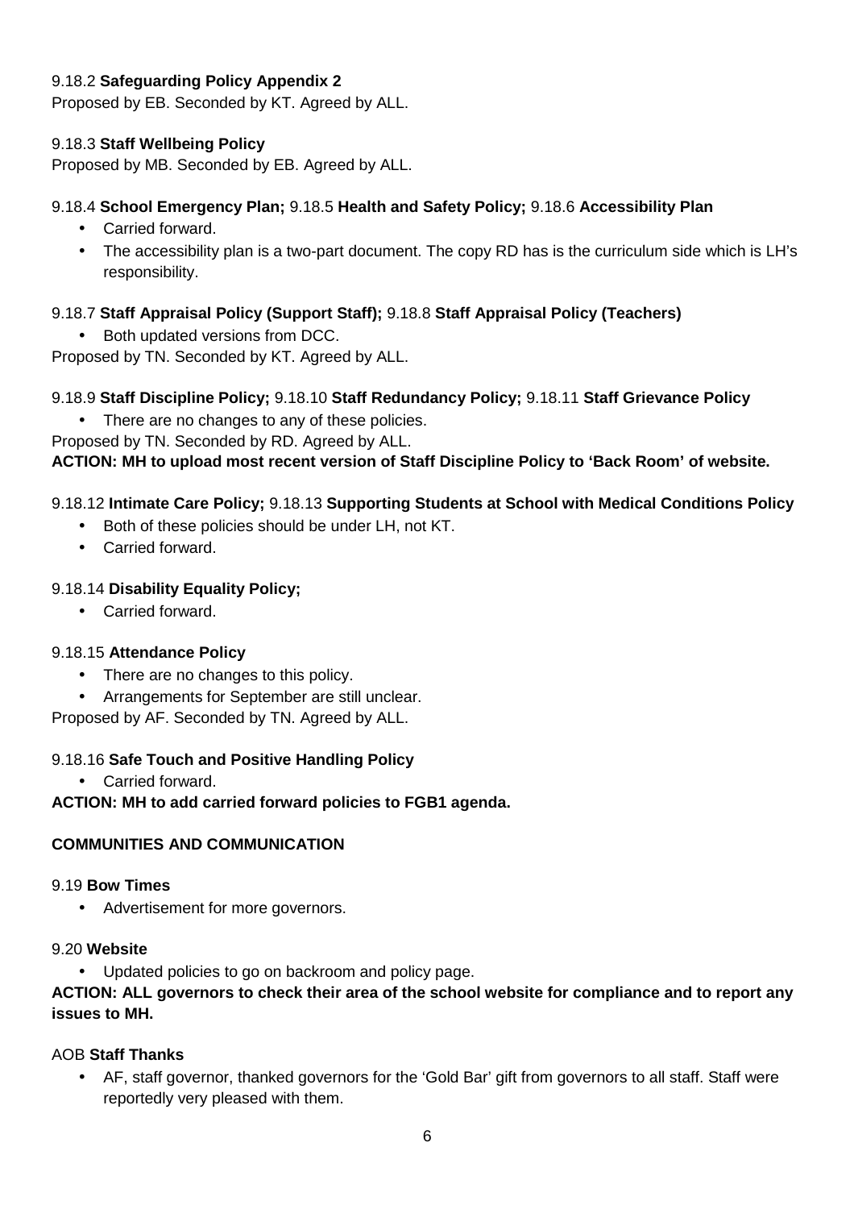9.18.2 **Safeguarding Policy Appendix 2**
Proposed by EB. Seconded by KT. Agreed by ALL.

9.18.3 **Staff Wellbeing Policy**
Proposed by MB. Seconded by EB. Agreed by ALL.

9.18.4 **School Emergency Plan;** 9.18.5 **Health and Safety Policy;** 9.18.6 **Accessibility Plan**

- Carried forward.
- The accessibility plan is a two-part document. The copy RD has is the curriculum side which is LH's responsibility.

9.18.7 **Staff Appraisal Policy (Support Staff);** 9.18.8 **Staff Appraisal Policy (Teachers)**

- Both updated versions from DCC.

Proposed by TN. Seconded by KT. Agreed by ALL.

9.18.9 **Staff Discipline Policy;** 9.18.10 **Staff Redundancy Policy;** 9.18.11 **Staff Grievance Policy**

- There are no changes to any of these policies.

Proposed by TN. Seconded by RD. Agreed by ALL.
**ACTION: MH to upload most recent version of Staff Discipline Policy to 'Back Room' of website.**

9.18.12 **Intimate Care Policy;** 9.18.13 **Supporting Students at School with Medical Conditions Policy**

- Both of these policies should be under LH, not KT.
- Carried forward.

9.18.14 **Disability Equality Policy;**

- Carried forward.

9.18.15 **Attendance Policy**

- There are no changes to this policy.
- Arrangements for September are still unclear.

Proposed by AF. Seconded by TN. Agreed by ALL.

9.18.16 **Safe Touch and Positive Handling Policy**

- Carried forward.

**ACTION: MH to add carried forward policies to FGB1 agenda.**

**COMMUNITIES AND COMMUNICATION**

9.19 **Bow Times**

- Advertisement for more governors.

9.20 **Website**

- Updated policies to go on backroom and policy page.

**ACTION: ALL governors to check their area of the school website for compliance and to report any issues to MH.**

AOB **Staff Thanks**

- AF, staff governor, thanked governors for the 'Gold Bar' gift from governors to all staff. Staff were reportedly very pleased with them.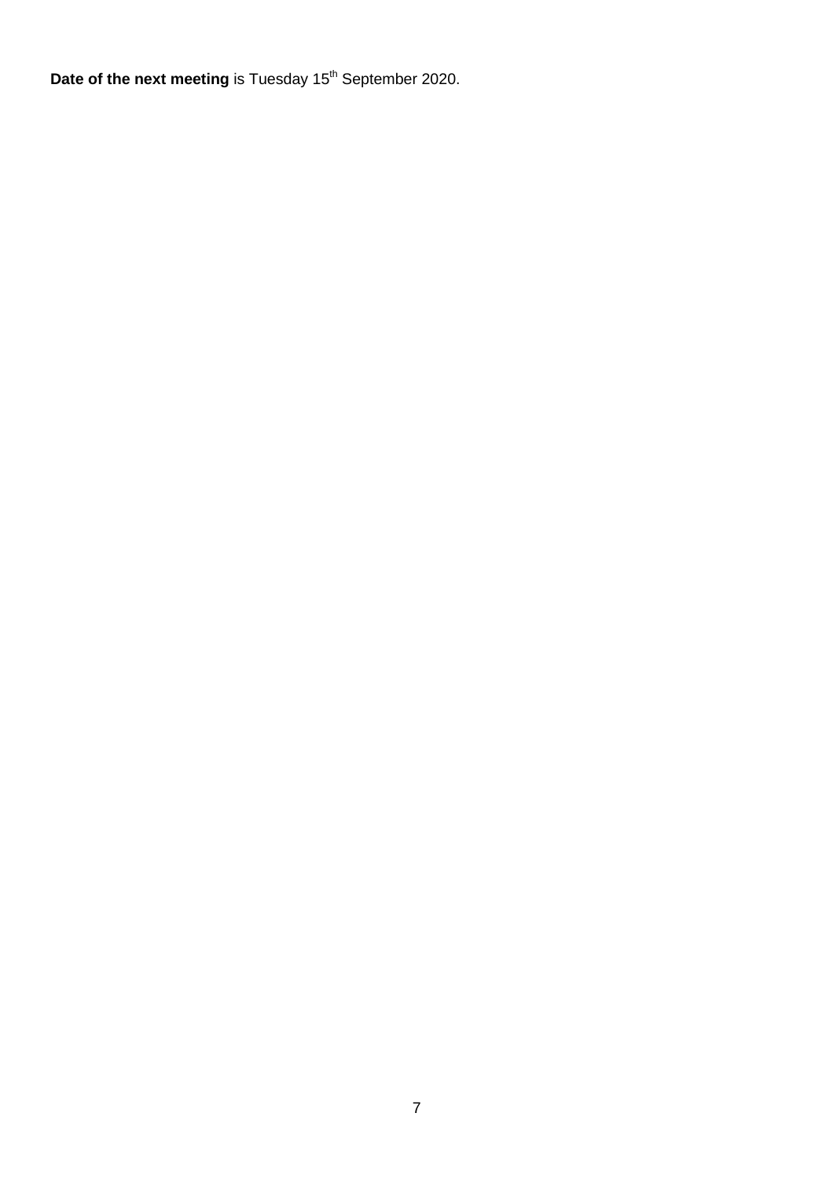**Date of the next meeting** is Tuesday 15th September 2020.